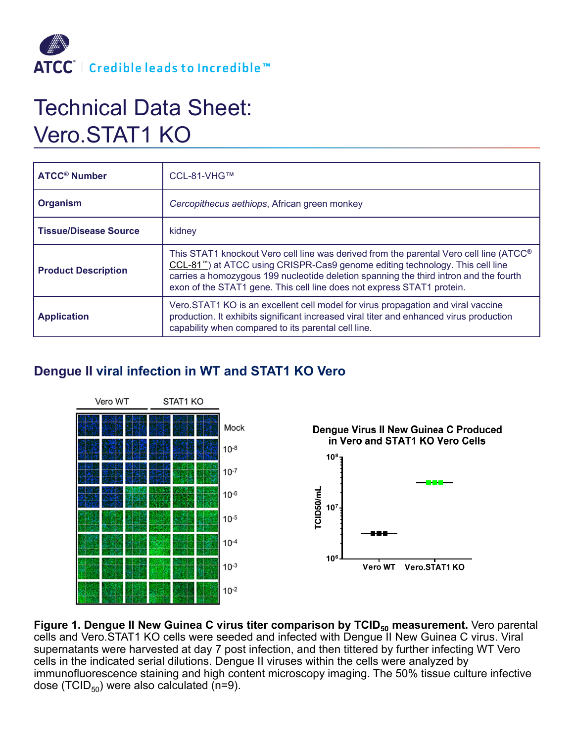# Technical Data Sheet: Vero.STAT1 KO

| | |
|---|---|
| **ATCC® Number** | CCL-81-VHG™ |
| **Organism** | *Cercopithecus aethiops*, African green monkey |
| **Tissue/Disease Source** | kidney |
| **Product Description** | This STAT1 knockout Vero cell line was derived from the parental Vero cell line (ATCC® CCL-81™) at ATCC using CRISPR-Cas9 genome editing technology. This cell line carries a homozygous 199 nucleotide deletion spanning the third intron and the fourth exon of the STAT1 gene. This cell line does not express STAT1 protein. |
| **Application** | Vero.STAT1 KO is an excellent cell model for virus propagation and viral vaccine production. It exhibits significant increased viral titer and enhanced virus production capability when compared to its parental cell line. |

## Dengue II viral infection in WT and STAT1 KO Vero

**Figure 1. Dengue II New Guinea C virus titer comparison by $TCID_{50}$ measurement.** Vero parental cells and Vero.STAT1 KO cells were seeded and infected with Dengue II New Guinea C virus. Viral supernatants were harvested at day 7 post infection, and then tittered by further infecting WT Vero cells in the indicated serial dilutions. Dengue II viruses within the cells were analyzed by immunofluorescence staining and high content microscopy imaging. The 50% tissue culture infective dose ($TCID_{50}$) were also calculated (n=9).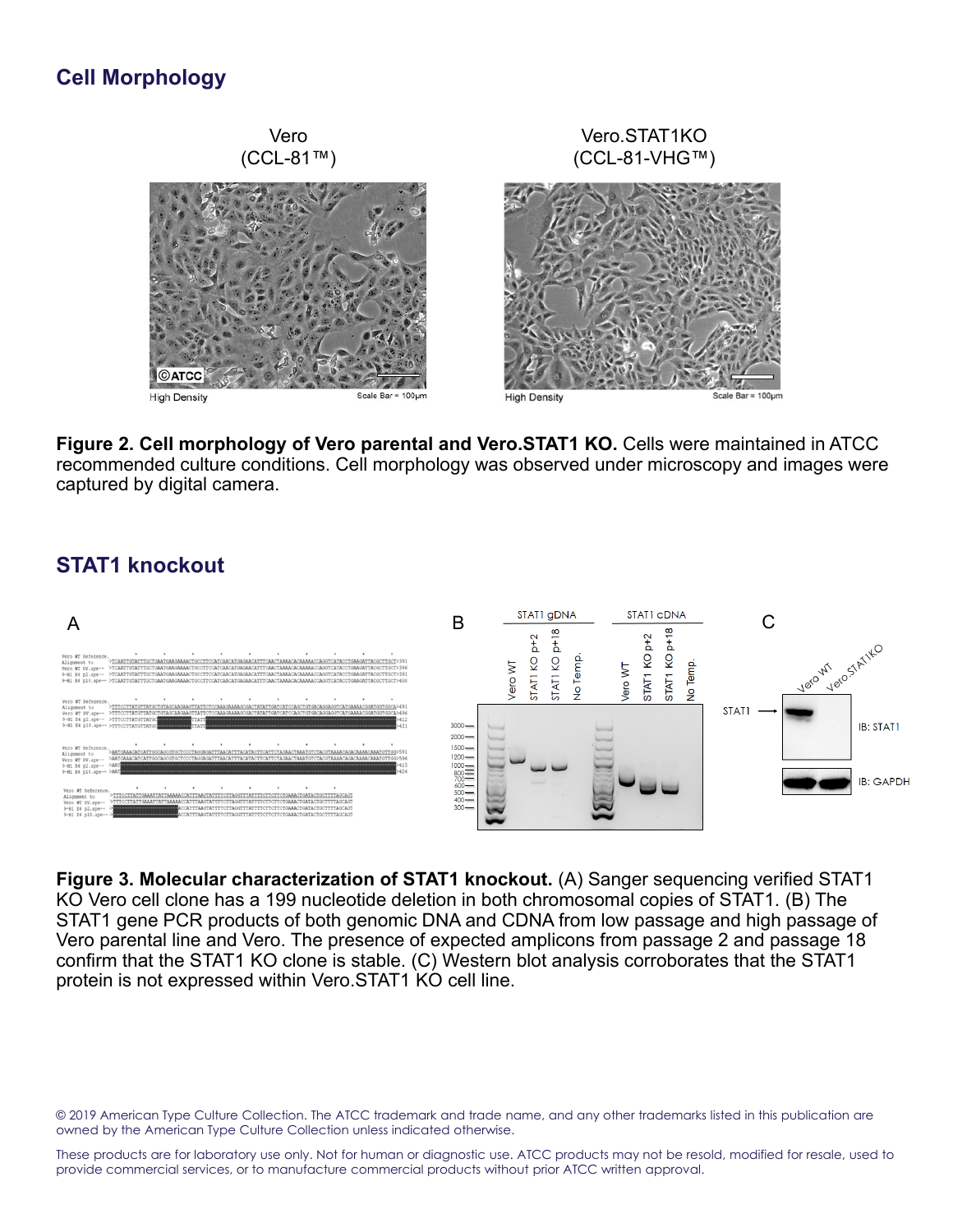## Cell Morphology

Vero
(CCL-81™)

Vero.STAT1KO
(CCL-81-VHG™)

High Density

Scale Bar = 100µm

High Density

Scale Bar = 100µm

**Figure 2. Cell morphology of Vero parental and Vero.STAT1 KO.** Cells were maintained in ATCC recommended culture conditions. Cell morphology was observed under microscopy and images were captured by digital camera.

## STAT1 knockout

A

B

STAT1 gDNA

STAT1 cDNA

Vero WT

STAT1 KO p+2

STAT1 KO p+18

No Temp.

3000
2000
1500
1200
1000
800
700
600
500
400
300

C

Vero WT

Vero.STAT1KO

STAT1

IB: STAT1

IB: GAPDH

**Figure 3. Molecular characterization of STAT1 knockout.** (A) Sanger sequencing verified STAT1 KO Vero cell clone has a 199 nucleotide deletion in both chromosomal copies of STAT1. (B) The STAT1 gene PCR products of both genomic DNA and CDNA from low passage and high passage of Vero parental line and Vero. The presence of expected amplicons from passage 2 and passage 18 confirm that the STAT1 KO clone is stable. (C) Western blot analysis corroborates that the STAT1 protein is not expressed within Vero.STAT1 KO cell line.

© 2019 American Type Culture Collection. The ATCC trademark and trade name, and any other trademarks listed in this publication are owned by the American Type Culture Collection unless indicated otherwise.

These products are for laboratory use only. Not for human or diagnostic use. ATCC products may not be resold, modified for resale, used to provide commercial services, or to manufacture commercial products without prior ATCC written approval.